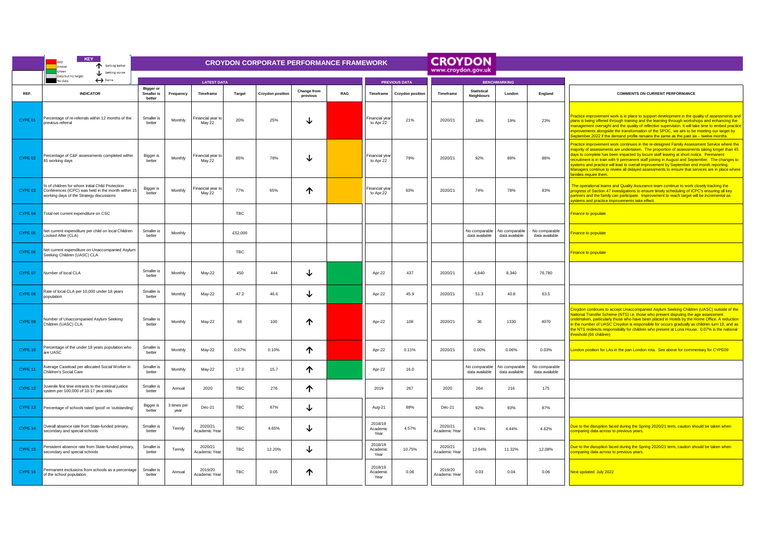# CROYDON CORPORATE PERFORMANCE FRAMEWORK

**KEY**
- Red
- Amber
- Green
- Data but no target
- No data
- ↑ Getting better
- ↓ Getting worse
- ↔ Same

| | | LATEST DATA | | | | | | | PREVIOUS DATA | | BENCHMARKING | | | | |
|---|---|---|---|---|---|---|---|---|---|---|---|---|---|---|---|
| REF. | INDICATOR | Bigger or Smaller is better | Frequency | Timeframe | Target | Croydon position | Change from previous | RAG | Timeframe | Croydon position | Timeframe | Statistical Neighbours | London | England | COMMENTS ON CURRENT PERFORMANCE |
| CYPE 01 | Percentage of re-referrals within 12 months of the previous referral | Smaller is better | Monthly | Financial year to May 22 | 20% | 25% | ↓ | Red | Financial year to Apr 22 | 21% | 2020/21 | 18% | 19% | 23% | Practice improvement work is in place to support development in the quality of assessments and plans is being offered through training and the learning through workshops and enhancing the management oversight and the quality of reflective supervision. It will take time to embed practice improvements alongside the transformation of the SPOC, we aim to be meeting our target by September 2022 if the demand profile remains the same as the past six – twelve months. |
| CYPE 02 | Percentage of C&F assessments completed within 45 working days | Bigger is better | Monthly | Financial year to May 22 | 85% | 78% | ↓ | Amber | Financial year to Apr 22 | 79% | 2020/21 | 92% | 89% | 88% | Practice improvement work continues in the re-designed Family Assessment Service where the majority of assessments are undertaken. The proportion of assessments taking longer than 45 days to complete has been impacted by locum staff leaving at short notice. Permanent recruitment is in train with 9 permanent staff joining in August and September. The changes to systems and practice will lead to overall improvement by September end month reporting. Managers continue to review all delayed assessments to ensure that services are in place where families require them. |
| CYPE 03 | % of children for whom Initial Child Protection Conferences (ICPC) was held in the month within 15 working days of the Strategy discussions | Bigger is better | Monthly | Financial year to May 22 | 77% | 65% | ↑ | Amber | Financial year to Apr 22 | 63% | 2020/21 | 74% | 78% | 83% | The operational teams and Quality Assurance team continue to work closely tracking the progress of Section 47 investigations to ensure timely scheduling of ICPC's ensuring all key partners and the family can participate. Improvement to reach target will be incremental as systems and practice improvements take effect. |
| CYPE 04 | Total net current expenditure on CSC | | | | TBC | | | | | | | | | | Finance to populate |
| CYPE 05 | Net current expenditure per child on local Children Looked After (CLA) | Smaller is better | Monthly | | £52,000 | | | | | | | No comparable data available | No comparable data available | No comparable data available | Finance to populate |
| CYPE 06 | Net current expenditure on Unaccompanied Asylum Seeking Children (UASC) CLA | | | | TBC | | | | | | | | | | Finance to populate |
| CYPE 07 | Number of local CLA | Smaller is better | Monthly | May-22 | 450 | 444 | ↓ | Green | Apr-22 | 437 | 2020/21 | 4,640 | 8,340 | 76,780 | |
| CYPE 08 | Rate of local CLA per 10,000 under 18 years population | Smaller is better | Monthly | May-22 | 47.2 | 46.6 | ↓ | Green | Apr-22 | 45.9 | 2020/21 | 51.3 | 40.8 | 63.5 | |
| CYPE 09 | Number of Unaccompanied Asylum Seeking Children (UASC) CLA | Smaller is better | Monthly | May-22 | 66 | 100 | ↑ | Red | Apr-22 | 108 | 2020/21 | 36 | 1330 | 4070 | Croydon continues to accept Unaccompanied Asylum Seeking Children (UASC) outside of the National Transfer Scheme (NTS) i.e. those who present disputing the age assessment undertaken, particularly those who have been placed in Hotels by the Home Office. A reduction in the number of UASC Croydon is responsible for occurs gradually as children turn 18, and as the NTS redirects responsibility for children who present at Luna House. 0.07% is the national threshold (66 children) |
| CYPE 10 | Percentage of the under 18 years population who are UASC | Smaller is better | Monthly | May-22 | 0.07% | 0.10% | ↑ | Red | Apr-22 | 0.11% | 2020/21 | 0.00% | 0.06% | 0.03% | London position for LAs in the pan London rota. See above for commentary for CYPE09 |
| CYPE 11 | Average Caseload per allocated Social Worker in Children's Social Care | Smaller is better | Monthly | May-22 | 17.0 | 15.7 | ↑ | Green | Apr-22 | 16.0 | | No comparable data available | No comparable data available | No comparable data available | |
| CYPE 12 | Juvenile first time entrants to the criminal justice system per 100,000 of 10-17 year olds | Smaller is better | Annual | 2020 | TBC | 276 | ↑ | | 2019 | 267 | 2020 | 264 | 216 | 175 | |
| CYPE 13 | Percentage of schools rated 'good' or 'outstanding' | Bigger is better | 3 times per year | Dec-21 | TBC | 87% | ↓ | | Aug-21 | 89% | Dec-21 | 92% | 93% | 87% | |
| CYPE 14 | Overall absence rate from State-funded primary, secondary and special schools | Smaller is better | Termly | 2020/21 Academic Year | TBC | 4.65% | ↓ | | 2018/19 Academic Year | 4.57% | 2020/21 Academic Year | 4.74% | 4.44% | 4.62% | Due to the disruption faced during the Spring 2020/21 term, caution should be taken when comparing data across to previous years. |
| CYPE 15 | Persistent absence rate from State-funded primary, secondary and special schools | Smaller is better | Termly | 2020/21 Academic Year | TBC | 12.20% | ↓ | | 2018/19 Academic Year | 10.75% | 2020/21 Academic Year | 12.64% | 11.32% | 12.08% | Due to the disruption faced during the Spring 2020/21 term, caution should be taken when comparing data across to previous years. |
| CYPE 16 | Permanent exclusions from schools as a percentage of the school population | Smaller is better | Annual | 2019/20 Academic Year | TBC | 0.05 | ↑ | | 2018/19 Academic Year | 0.06 | 2019/20 Academic Year | 0.03 | 0.04 | 0.06 | Next updated: July 2022 |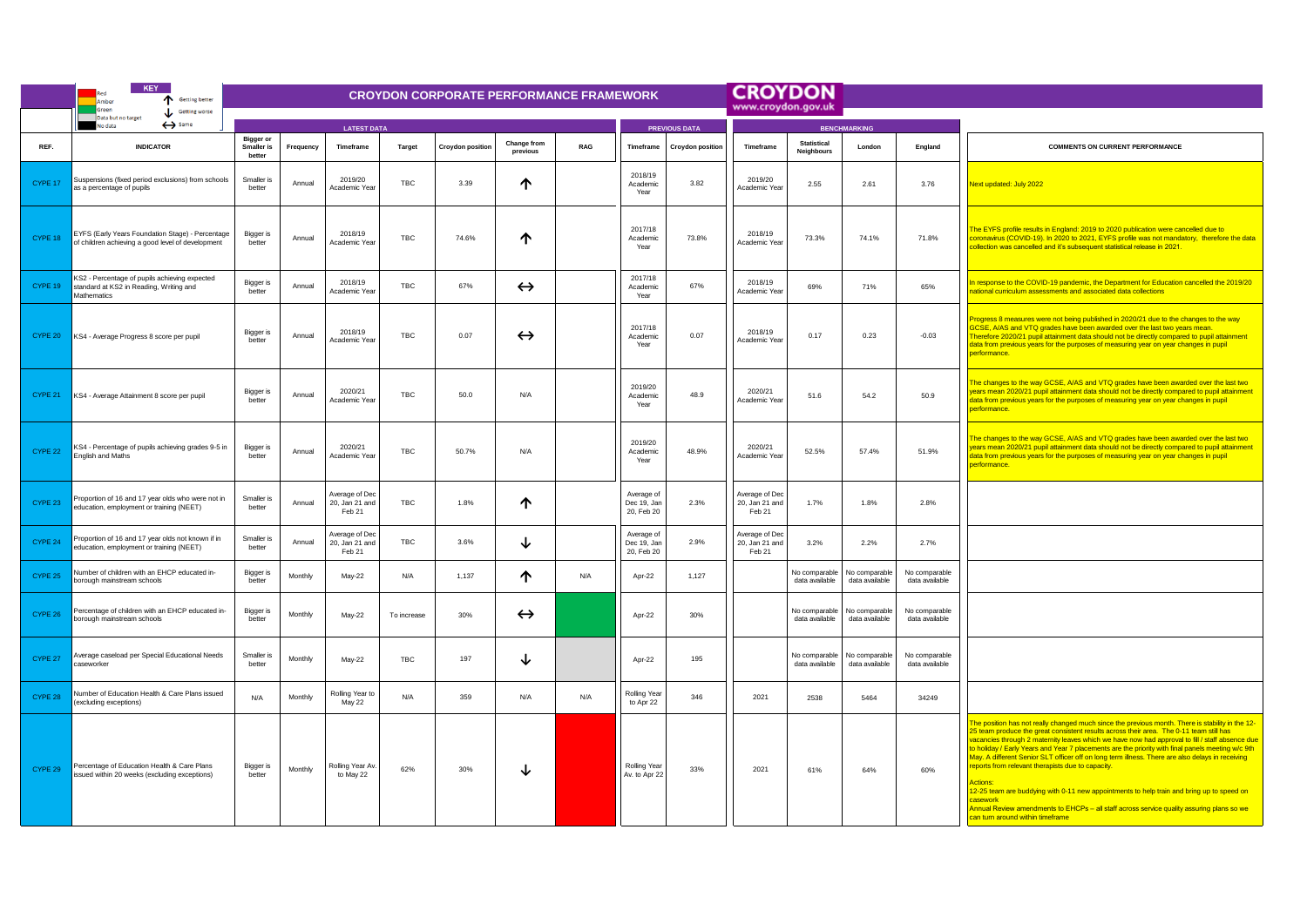# CROYDON CORPORATE PERFORMANCE FRAMEWORK

**KEY**

- Red
- Amber
- Green
- Data but no target
- No data
- ↑ Getting better
- ↓ Getting worse
- ↔ Same

| | | | | LATEST DATA | | | | | PREVIOUS DATA | | BENCHMARKING | | | | |
|---|---|---|---|---|---|---|---|---|---|---|---|---|---|---|---|
| REF. | INDICATOR | Bigger or Smaller is better | Frequency | Timeframe | Target | Croydon position | Change from previous | RAG | Timeframe | Croydon position | Timeframe | Statistical Neighbours | London | England | COMMENTS ON CURRENT PERFORMANCE |
| CYPE 17 | Suspensions (fixed period exclusions) from schools as a percentage of pupils | Smaller is better | Annual | 2019/20 Academic Year | TBC | 3.39 | ↑ | | 2018/19 Academic Year | 3.82 | 2019/20 Academic Year | 2.55 | 2.61 | 3.76 | Next updated: July 2022 |
| CYPE 18 | EYFS (Early Years Foundation Stage) - Percentage of children achieving a good level of development | Bigger is better | Annual | 2018/19 Academic Year | TBC | 74.6% | ↑ | | 2017/18 Academic Year | 73.8% | 2018/19 Academic Year | 73.3% | 74.1% | 71.8% | The EYFS profile results in England: 2019 to 2020 publication were cancelled due to coronavirus (COVID-19). In 2020 to 2021, EYFS profile was not mandatory, therefore the data collection was cancelled and it's subsequent statistical release in 2021. |
| CYPE 19 | KS2 - Percentage of pupils achieving expected standard at KS2 in Reading, Writing and Mathematics | Bigger is better | Annual | 2018/19 Academic Year | TBC | 67% | ↔ | | 2017/18 Academic Year | 67% | 2018/19 Academic Year | 69% | 71% | 65% | In response to the COVID-19 pandemic, the Department for Education cancelled the 2019/20 national curriculum assessments and associated data collections |
| CYPE 20 | KS4 - Average Progress 8 score per pupil | Bigger is better | Annual | 2018/19 Academic Year | TBC | 0.07 | ↔ | | 2017/18 Academic Year | 0.07 | 2018/19 Academic Year | 0.17 | 0.23 | -0.03 | Progress 8 measures were not being published in 2020/21 due to the changes to the way GCSE, A/AS and VTQ grades have been awarded over the last two years mean. Therefore 2020/21 pupil attainment data should not be directly compared to pupil attainment data from previous years for the purposes of measuring year on year changes in pupil performance. |
| CYPE 21 | KS4 - Average Attainment 8 score per pupil | Bigger is better | Annual | 2020/21 Academic Year | TBC | 50.0 | N/A | | 2019/20 Academic Year | 48.9 | 2020/21 Academic Year | 51.6 | 54.2 | 50.9 | The changes to the way GCSE, A/AS and VTQ grades have been awarded over the last two years mean 2020/21 pupil attainment data should not be directly compared to pupil attainment data from previous years for the purposes of measuring year on year changes in pupil performance. |
| CYPE 22 | KS4 - Percentage of pupils achieving grades 9-5 in English and Maths | Bigger is better | Annual | 2020/21 Academic Year | TBC | 50.7% | N/A | | 2019/20 Academic Year | 48.9% | 2020/21 Academic Year | 52.5% | 57.4% | 51.9% | The changes to the way GCSE, A/AS and VTQ grades have been awarded over the last two years mean 2020/21 pupil attainment data should not be directly compared to pupil attainment data from previous years for the purposes of measuring year on year changes in pupil performance. |
| CYPE 23 | Proportion of 16 and 17 year olds who were not in education, employment or training (NEET) | Smaller is better | Annual | Average of Dec 20, Jan 21 and Feb 21 | TBC | 1.8% | ↑ | | Average of Dec 19, Jan 20, Feb 20 | 2.3% | Average of Dec 20, Jan 21 and Feb 21 | 1.7% | 1.8% | 2.8% | |
| CYPE 24 | Proportion of 16 and 17 year olds not known if in education, employment or training (NEET) | Smaller is better | Annual | Average of Dec 20, Jan 21 and Feb 21 | TBC | 3.6% | ↓ | | Average of Dec 19, Jan 20, Feb 20 | 2.9% | Average of Dec 20, Jan 21 and Feb 21 | 3.2% | 2.2% | 2.7% | |
| CYPE 25 | Number of children with an EHCP educated in-borough mainstream schools | Bigger is better | Monthly | May-22 | N/A | 1,137 | ↑ | N/A | Apr-22 | 1,127 | | No comparable data available | No comparable data available | No comparable data available | |
| CYPE 26 | Percentage of children with an EHCP educated in-borough mainstream schools | Bigger is better | Monthly | May-22 | To increase | 30% | ↔ | Green | Apr-22 | 30% | | No comparable data available | No comparable data available | No comparable data available | |
| CYPE 27 | Average caseload per Special Educational Needs caseworker | Smaller is better | Monthly | May-22 | TBC | 197 | ↓ | Data but no target | Apr-22 | 195 | | No comparable data available | No comparable data available | No comparable data available | |
| CYPE 28 | Number of Education Health & Care Plans issued (excluding exceptions) | N/A | Monthly | Rolling Year to May 22 | N/A | 359 | N/A | N/A | Rolling Year to Apr 22 | 346 | 2021 | 2538 | 5464 | 34249 | |
| CYPE 29 | Percentage of Education Health & Care Plans issued within 20 weeks (excluding exceptions) | Bigger is better | Monthly | Rolling Year Av. to May 22 | 62% | 30% | ↓ | Red | Rolling Year Av. to Apr 22 | 33% | 2021 | 61% | 64% | 60% | The position has not really changed much since the previous month. There is stability in the 12-25 team produce the great consistent results across their area. The 0-11 team still has vacancies through 2 maternity leaves which we have now had approval to fill / staff absence due to holiday / Early Years and Year 7 placements are the priority with final panels meeting w/c 9th May. A different Senior SLT officer off on long term illness. There are also delays in receiving reports from relevant therapists due to capacity. Actions: 12-25 team are buddying with 0-11 new appointments to help train and bring up to speed on casework. Annual Review amendments to EHCPs – all staff across service quality assuring plans so we can turn around within timeframe |